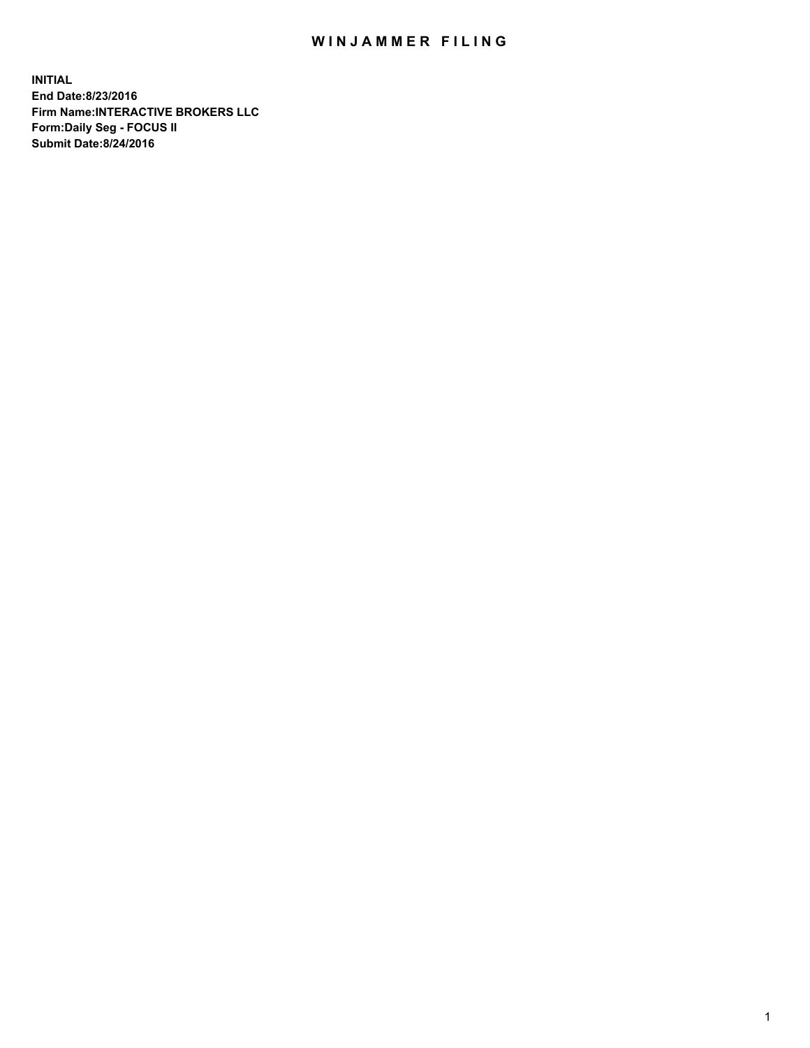# WINJAMMER FILING

**INITIAL**
**End Date:8/23/2016**
**Firm Name:INTERACTIVE BROKERS LLC**
**Form:Daily Seg - FOCUS II**
**Submit Date:8/24/2016**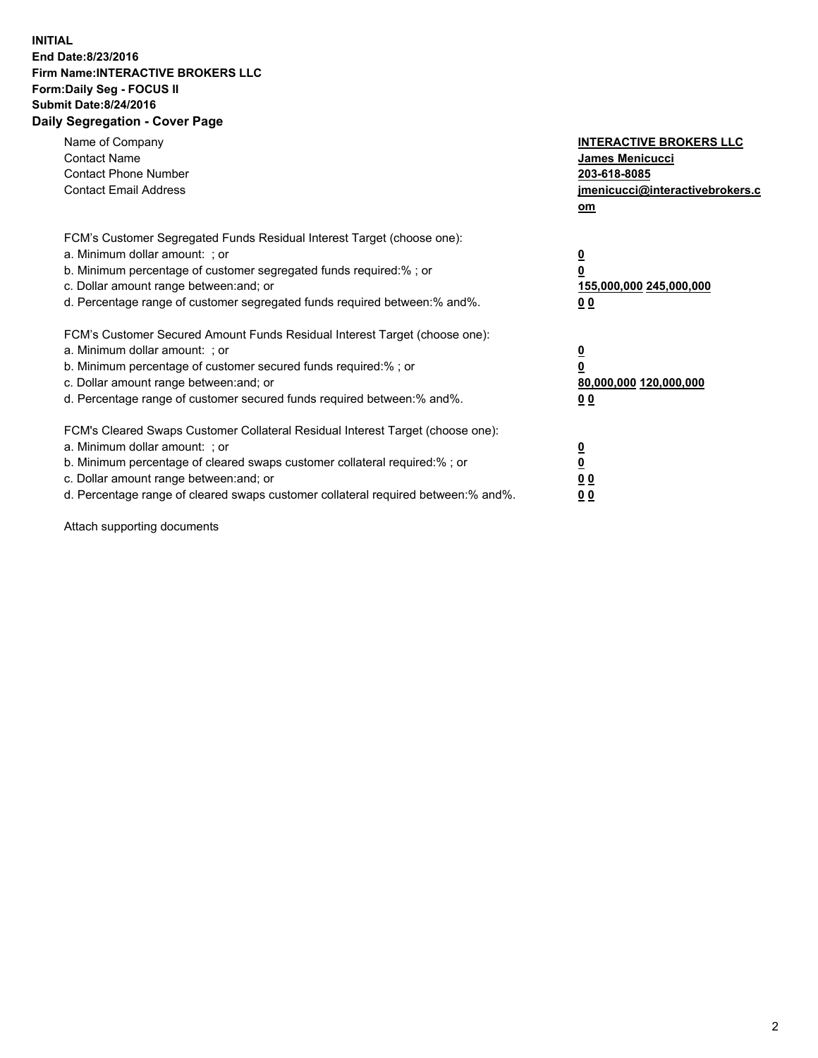**INITIAL**
**End Date:8/23/2016**
**Firm Name:INTERACTIVE BROKERS LLC**
**Form:Daily Seg - FOCUS II**
**Submit Date:8/24/2016**
**Daily Segregation - Cover Page**

| | |
|---|---|
| Name of Company | **INTERACTIVE BROKERS LLC** |
| Contact Name | **James Menicucci** |
| Contact Phone Number | **203-618-8085** |
| Contact Email Address | **jmenicucci@interactivebrokers.com** |

FCM's Customer Segregated Funds Residual Interest Target (choose one):

| | |
|---|---|
| a. Minimum dollar amount: ; or | **0** |
| b. Minimum percentage of customer segregated funds required:% ; or | **0** |
| c. Dollar amount range between:and; or | **155,000,000 245,000,000** |
| d. Percentage range of customer segregated funds required between:% and%. | **0 0** |

FCM's Customer Secured Amount Funds Residual Interest Target (choose one):

| | |
|---|---|
| a. Minimum dollar amount: ; or | **0** |
| b. Minimum percentage of customer secured funds required:% ; or | **0** |
| c. Dollar amount range between:and; or | **80,000,000 120,000,000** |
| d. Percentage range of customer secured funds required between:% and%. | **0 0** |

FCM's Cleared Swaps Customer Collateral Residual Interest Target (choose one):

| | |
|---|---|
| a. Minimum dollar amount: ; or | **0** |
| b. Minimum percentage of cleared swaps customer collateral required:% ; or | **0** |
| c. Dollar amount range between:and; or | **0 0** |
| d. Percentage range of cleared swaps customer collateral required between:% and%. | **0 0** |

Attach supporting documents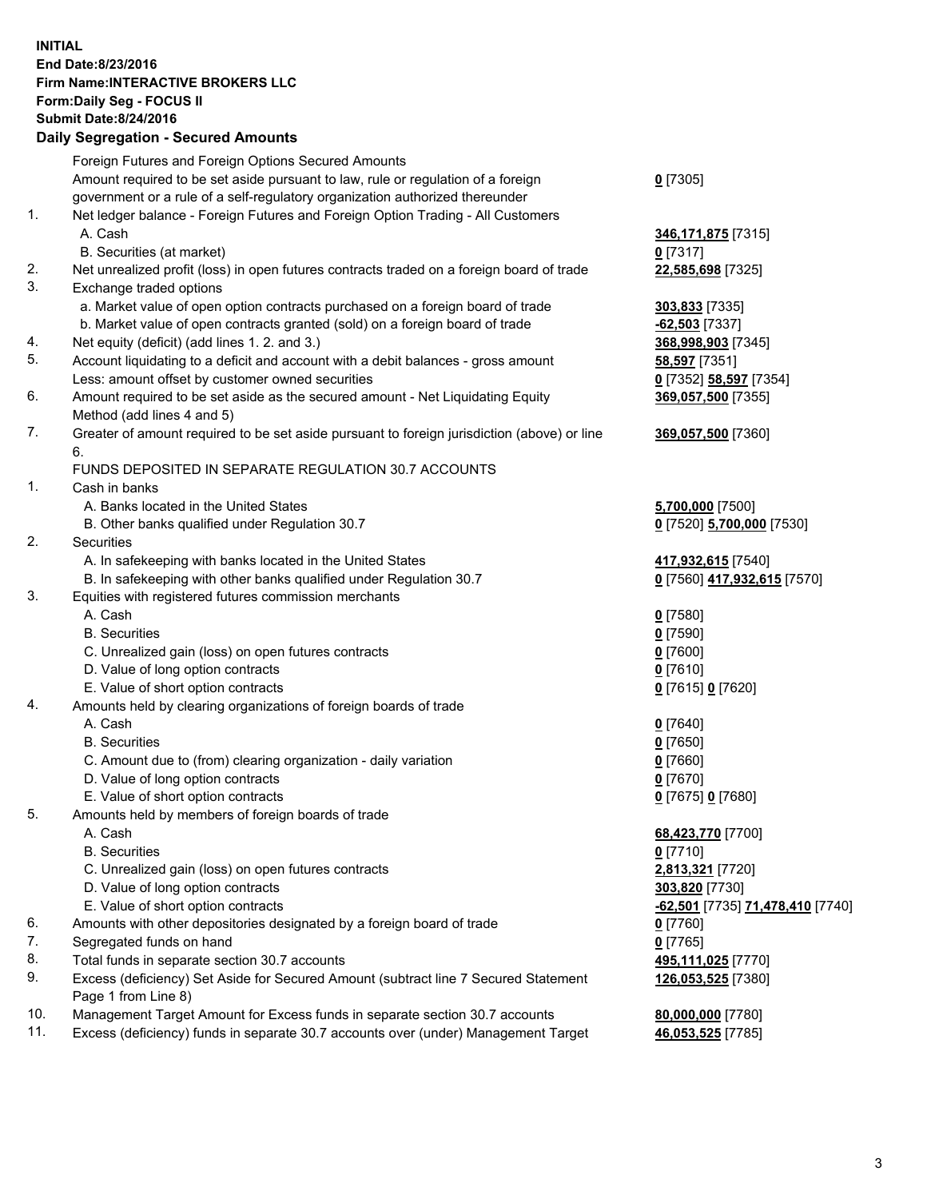**INITIAL**
**End Date:8/23/2016**
**Firm Name:INTERACTIVE BROKERS LLC**
**Form:Daily Seg - FOCUS II**
**Submit Date:8/24/2016**

### Daily Segregation - Secured Amounts

| | | |
|---|---|---|
| | Foreign Futures and Foreign Options Secured Amounts | |
| | Amount required to be set aside pursuant to law, rule or regulation of a foreign government or a rule of a self-regulatory organization authorized thereunder | **0** [7305] |
| 1. | Net ledger balance - Foreign Futures and Foreign Option Trading - All Customers | |
| | A. Cash | **346,171,875** [7315] |
| | B. Securities (at market) | **0** [7317] |
| 2. | Net unrealized profit (loss) in open futures contracts traded on a foreign board of trade | **22,585,698** [7325] |
| 3. | Exchange traded options | |
| | a. Market value of open option contracts purchased on a foreign board of trade | **303,833** [7335] |
| | b. Market value of open contracts granted (sold) on a foreign board of trade | **-62,503** [7337] |
| 4. | Net equity (deficit) (add lines 1. 2. and 3.) | **368,998,903** [7345] |
| 5. | Account liquidating to a deficit and account with a debit balances - gross amount | **58,597** [7351] |
| | Less: amount offset by customer owned securities | **0** [7352] **58,597** [7354] |
| 6. | Amount required to be set aside as the secured amount - Net Liquidating Equity Method (add lines 4 and 5) | **369,057,500** [7355] |
| 7. | Greater of amount required to be set aside pursuant to foreign jurisdiction (above) or line 6. | **369,057,500** [7360] |
| | FUNDS DEPOSITED IN SEPARATE REGULATION 30.7 ACCOUNTS | |
| 1. | Cash in banks | |
| | A. Banks located in the United States | **5,700,000** [7500] |
| | B. Other banks qualified under Regulation 30.7 | **0** [7520] **5,700,000** [7530] |
| 2. | Securities | |
| | A. In safekeeping with banks located in the United States | **417,932,615** [7540] |
| | B. In safekeeping with other banks qualified under Regulation 30.7 | **0** [7560] **417,932,615** [7570] |
| 3. | Equities with registered futures commission merchants | |
| | A. Cash | **0** [7580] |
| | B. Securities | **0** [7590] |
| | C. Unrealized gain (loss) on open futures contracts | **0** [7600] |
| | D. Value of long option contracts | **0** [7610] |
| | E. Value of short option contracts | **0** [7615] **0** [7620] |
| 4. | Amounts held by clearing organizations of foreign boards of trade | |
| | A. Cash | **0** [7640] |
| | B. Securities | **0** [7650] |
| | C. Amount due to (from) clearing organization - daily variation | **0** [7660] |
| | D. Value of long option contracts | **0** [7670] |
| | E. Value of short option contracts | **0** [7675] **0** [7680] |
| 5. | Amounts held by members of foreign boards of trade | |
| | A. Cash | **68,423,770** [7700] |
| | B. Securities | **0** [7710] |
| | C. Unrealized gain (loss) on open futures contracts | **2,813,321** [7720] |
| | D. Value of long option contracts | **303,820** [7730] |
| | E. Value of short option contracts | **-62,501** [7735] **71,478,410** [7740] |
| 6. | Amounts with other depositories designated by a foreign board of trade | **0** [7760] |
| 7. | Segregated funds on hand | **0** [7765] |
| 8. | Total funds in separate section 30.7 accounts | **495,111,025** [7770] |
| 9. | Excess (deficiency) Set Aside for Secured Amount (subtract line 7 Secured Statement Page 1 from Line 8) | **126,053,525** [7380] |
| 10. | Management Target Amount for Excess funds in separate section 30.7 accounts | **80,000,000** [7780] |
| 11. | Excess (deficiency) funds in separate 30.7 accounts over (under) Management Target | **46,053,525** [7785] |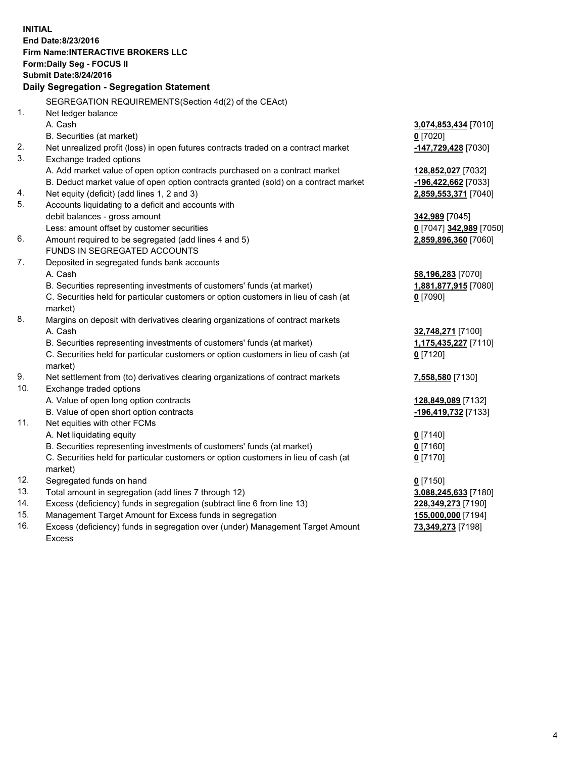**INITIAL**
**End Date:8/23/2016**
**Firm Name:INTERACTIVE BROKERS LLC**
**Form:Daily Seg - FOCUS II**
**Submit Date:8/24/2016**

## Daily Segregation - Segregation Statement

SEGREGATION REQUIREMENTS(Section 4d(2) of the CEAct)

| | | |
|---|---|---|
| 1. | Net ledger balance | |
| | A. Cash | 3,074,853,434 [7010] |
| | B. Securities (at market) | 0 [7020] |
| 2. | Net unrealized profit (loss) in open futures contracts traded on a contract market | -147,729,428 [7030] |
| 3. | Exchange traded options | |
| | A. Add market value of open option contracts purchased on a contract market | 128,852,027 [7032] |
| | B. Deduct market value of open option contracts granted (sold) on a contract market | -196,422,662 [7033] |
| 4. | Net equity (deficit) (add lines 1, 2 and 3) | 2,859,553,371 [7040] |
| 5. | Accounts liquidating to a deficit and accounts with | |
| | debit balances - gross amount | 342,989 [7045] |
| | Less: amount offset by customer securities | 0 [7047] 342,989 [7050] |
| 6. | Amount required to be segregated (add lines 4 and 5) | 2,859,896,360 [7060] |
| | FUNDS IN SEGREGATED ACCOUNTS | |
| 7. | Deposited in segregated funds bank accounts | |
| | A. Cash | 58,196,283 [7070] |
| | B. Securities representing investments of customers' funds (at market) | 1,881,877,915 [7080] |
| | C. Securities held for particular customers or option customers in lieu of cash (at market) | 0 [7090] |
| 8. | Margins on deposit with derivatives clearing organizations of contract markets | |
| | A. Cash | 32,748,271 [7100] |
| | B. Securities representing investments of customers' funds (at market) | 1,175,435,227 [7110] |
| | C. Securities held for particular customers or option customers in lieu of cash (at market) | 0 [7120] |
| 9. | Net settlement from (to) derivatives clearing organizations of contract markets | 7,558,580 [7130] |
| 10. | Exchange traded options | |
| | A. Value of open long option contracts | 128,849,089 [7132] |
| | B. Value of open short option contracts | -196,419,732 [7133] |
| 11. | Net equities with other FCMs | |
| | A. Net liquidating equity | 0 [7140] |
| | B. Securities representing investments of customers' funds (at market) | 0 [7160] |
| | C. Securities held for particular customers or option customers in lieu of cash (at market) | 0 [7170] |
| 12. | Segregated funds on hand | 0 [7150] |
| 13. | Total amount in segregation (add lines 7 through 12) | 3,088,245,633 [7180] |
| 14. | Excess (deficiency) funds in segregation (subtract line 6 from line 13) | 228,349,273 [7190] |
| 15. | Management Target Amount for Excess funds in segregation | 155,000,000 [7194] |
| 16. | Excess (deficiency) funds in segregation over (under) Management Target Amount Excess | 73,349,273 [7198] |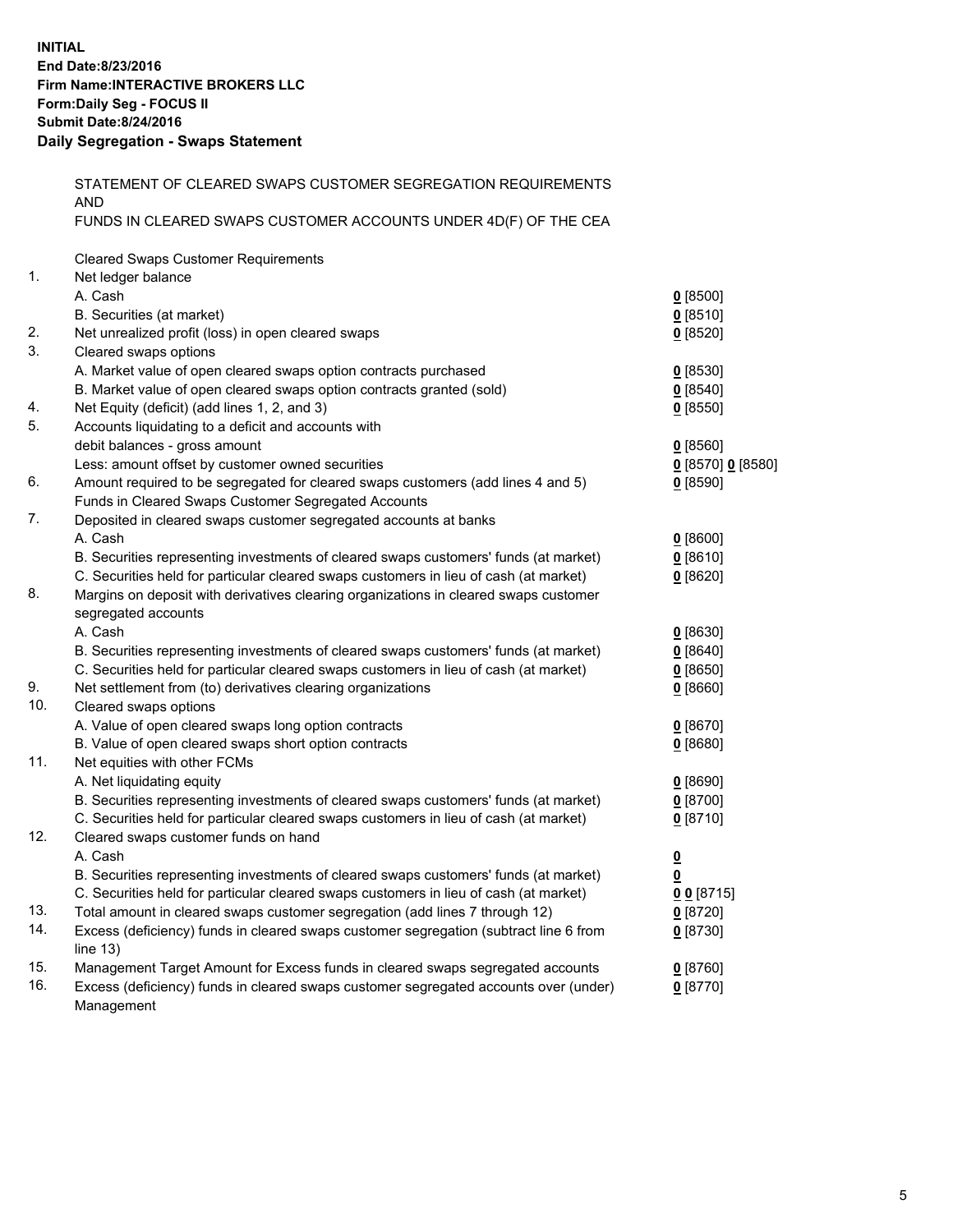**INITIAL**
**End Date:8/23/2016**
**Firm Name:INTERACTIVE BROKERS LLC**
**Form:Daily Seg - FOCUS II**
**Submit Date:8/24/2016**
**Daily Segregation - Swaps Statement**

STATEMENT OF CLEARED SWAPS CUSTOMER SEGREGATION REQUIREMENTS AND FUNDS IN CLEARED SWAPS CUSTOMER ACCOUNTS UNDER 4D(F) OF THE CEA

| | | |
|---|---|---|
| | Cleared Swaps Customer Requirements | |
| 1. | Net ledger balance | |
| | A. Cash | 0 [8500] |
| | B. Securities (at market) | 0 [8510] |
| 2. | Net unrealized profit (loss) in open cleared swaps | 0 [8520] |
| 3. | Cleared swaps options | |
| | A. Market value of open cleared swaps option contracts purchased | 0 [8530] |
| | B. Market value of open cleared swaps option contracts granted (sold) | 0 [8540] |
| 4. | Net Equity (deficit) (add lines 1, 2, and 3) | 0 [8550] |
| 5. | Accounts liquidating to a deficit and accounts with debit balances - gross amount | 0 [8560] |
| | Less: amount offset by customer owned securities | 0 [8570] 0 [8580] |
| 6. | Amount required to be segregated for cleared swaps customers (add lines 4 and 5) | 0 [8590] |
| | Funds in Cleared Swaps Customer Segregated Accounts | |
| 7. | Deposited in cleared swaps customer segregated accounts at banks | |
| | A. Cash | 0 [8600] |
| | B. Securities representing investments of cleared swaps customers' funds (at market) | 0 [8610] |
| | C. Securities held for particular cleared swaps customers in lieu of cash (at market) | 0 [8620] |
| 8. | Margins on deposit with derivatives clearing organizations in cleared swaps customer segregated accounts | |
| | A. Cash | 0 [8630] |
| | B. Securities representing investments of cleared swaps customers' funds (at market) | 0 [8640] |
| | C. Securities held for particular cleared swaps customers in lieu of cash (at market) | 0 [8650] |
| 9. | Net settlement from (to) derivatives clearing organizations | 0 [8660] |
| 10. | Cleared swaps options | |
| | A. Value of open cleared swaps long option contracts | 0 [8670] |
| | B. Value of open cleared swaps short option contracts | 0 [8680] |
| 11. | Net equities with other FCMs | |
| | A. Net liquidating equity | 0 [8690] |
| | B. Securities representing investments of cleared swaps customers' funds (at market) | 0 [8700] |
| | C. Securities held for particular cleared swaps customers in lieu of cash (at market) | 0 [8710] |
| 12. | Cleared swaps customer funds on hand | |
| | A. Cash | 0 |
| | B. Securities representing investments of cleared swaps customers' funds (at market) | 0 |
| | C. Securities held for particular cleared swaps customers in lieu of cash (at market) | 0 0 [8715] |
| 13. | Total amount in cleared swaps customer segregation (add lines 7 through 12) | 0 [8720] |
| 14. | Excess (deficiency) funds in cleared swaps customer segregation (subtract line 6 from line 13) | 0 [8730] |
| 15. | Management Target Amount for Excess funds in cleared swaps segregated accounts | 0 [8760] |
| 16. | Excess (deficiency) funds in cleared swaps customer segregated accounts over (under) Management | 0 [8770] |